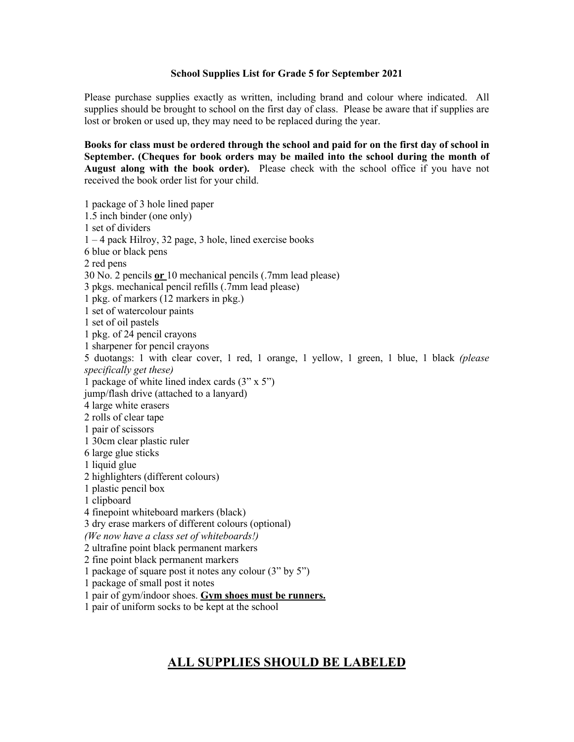**School Supplies List for Grade 5 for September 2021**

Please purchase supplies exactly as written, including brand and colour where indicated. All supplies should be brought to school on the first day of class. Please be aware that if supplies are lost or broken or used up, they may need to be replaced during the year.

**Books for class must be ordered through the school and paid for on the first day of school in September. (Cheques for book orders may be mailed into the school during the month of August along with the book order).** Please check with the school office if you have not received the book order list for your child.

1 package of 3 hole lined paper
1.5 inch binder (one only)
1 set of dividers
1 – 4 pack Hilroy, 32 page, 3 hole, lined exercise books
6 blue or black pens
2 red pens
30 No. 2 pencils **or** 10 mechanical pencils (.7mm lead please)
3 pkgs. mechanical pencil refills (.7mm lead please)
1 pkg. of markers (12 markers in pkg.)
1 set of watercolour paints
1 set of oil pastels
1 pkg. of 24 pencil crayons
1 sharpener for pencil crayons
5 duotangs: 1 with clear cover, 1 red, 1 orange, 1 yellow, 1 green, 1 blue, 1 black *(please specifically get these)*
1 package of white lined index cards (3" x 5")
jump/flash drive (attached to a lanyard)
4 large white erasers
2 rolls of clear tape
1 pair of scissors
1 30cm clear plastic ruler
6 large glue sticks
1 liquid glue
2 highlighters (different colours)
1 plastic pencil box
1 clipboard
4 finepoint whiteboard markers (black)
3 dry erase markers of different colours (optional)
*(We now have a class set of whiteboards!)*
2 ultrafine point black permanent markers
2 fine point black permanent markers
1 package of square post it notes any colour (3" by 5")
1 package of small post it notes
1 pair of gym/indoor shoes. **Gym shoes must be runners.**
1 pair of uniform socks to be kept at the school

## ALL SUPPLIES SHOULD BE LABELED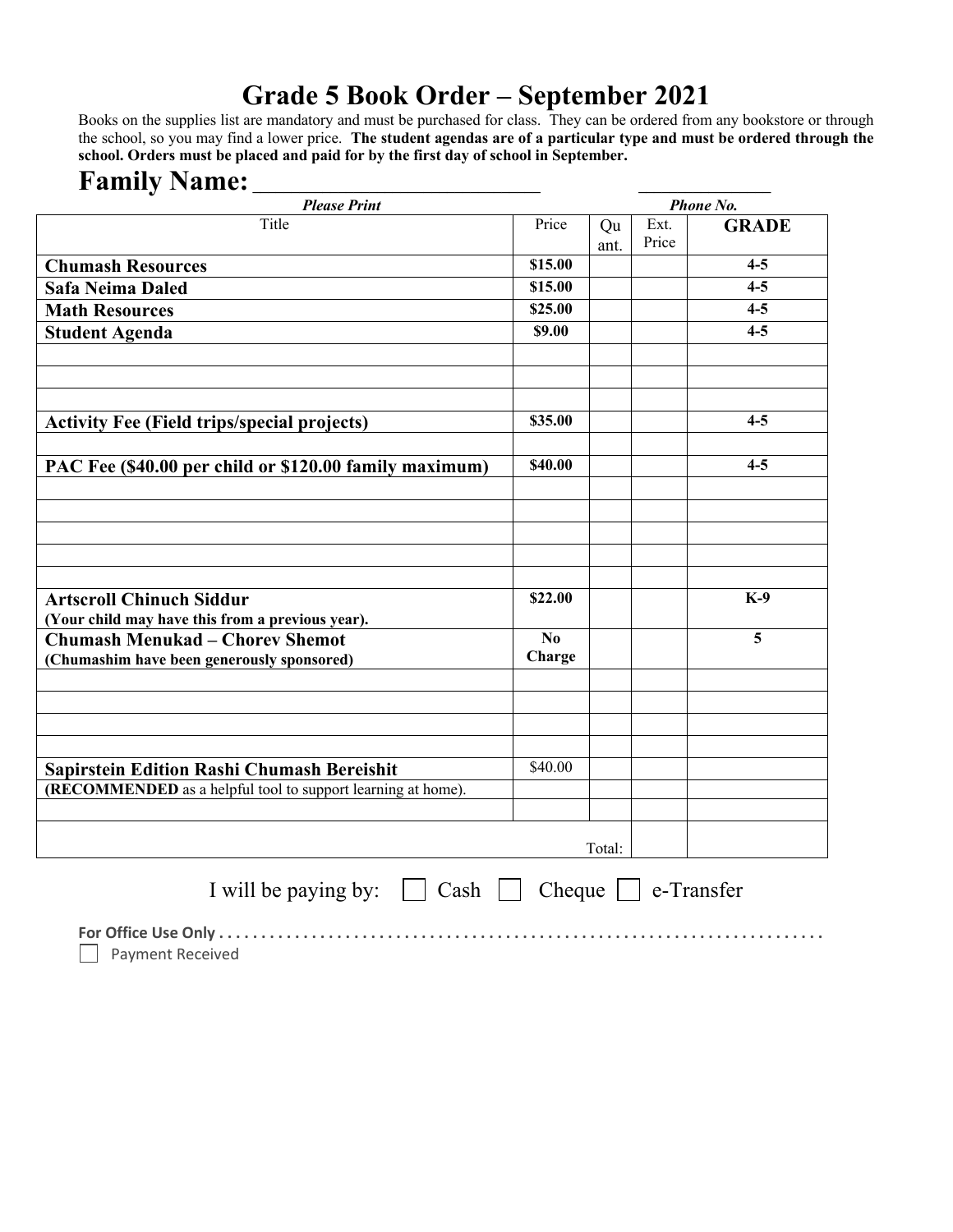# Grade 5 Book Order – September 2021

Books on the supplies list are mandatory and must be purchased for class. They can be ordered from any bookstore or through the school, so you may find a lower price. **The student agendas are of a particular type and must be ordered through the school. Orders must be placed and paid for by the first day of school in September.**

## Family Name: \_\_\_\_\_\_\_\_\_\_\_\_\_\_\_\_\_\_\_\_\_\_\_\_ \_\_\_\_\_\_\_\_\_\_\_\_\_\_

***Please Print*** ***Phone No.***

| Title | Price | Quant. | Ext. Price | GRADE |
|---|---|---|---|---|
| **Chumash Resources** | **$15.00** | | | **4-5** |
| **Safa Neima Daled** | **$15.00** | | | **4-5** |
| **Math Resources** | **$25.00** | | | **4-5** |
| **Student Agenda** | **$9.00** | | | **4-5** |
| | | | | |
| | | | | |
| | | | | |
| **Activity Fee (Field trips/special projects)** | **$35.00** | | | **4-5** |
| | | | | |
| **PAC Fee ($40.00 per child or $120.00 family maximum)** | **$40.00** | | | **4-5** |
| | | | | |
| | | | | |
| | | | | |
| | | | | |
| | | | | |
| **Artscroll Chinuch Siddur** **(Your child may have this from a previous year).** | **$22.00** | | | **K-9** |
| **Chumash Menukad – Chorev Shemot** **(Chumashim have been generously sponsored)** | **No Charge** | | | **5** |
| | | | | |
| | | | | |
| | | | | |
| | | | | |
| **Sapirstein Edition Rashi Chumash Bereishit** | $40.00 | | | |
| **(RECOMMENDED** as a helpful tool to support learning at home). | | | | |
| | | | | |
| | | Total: | | |

I will be paying by: ☐ Cash ☐ Cheque ☐ e-Transfer

**For Office Use Only . . . . . . . . . . . . . . . . . . . . . . . . . . . . . . . . . . . . . . . . . . . . . . . . . . . . . . . . . . . . . . . . . . . . . . .**

☐ Payment Received